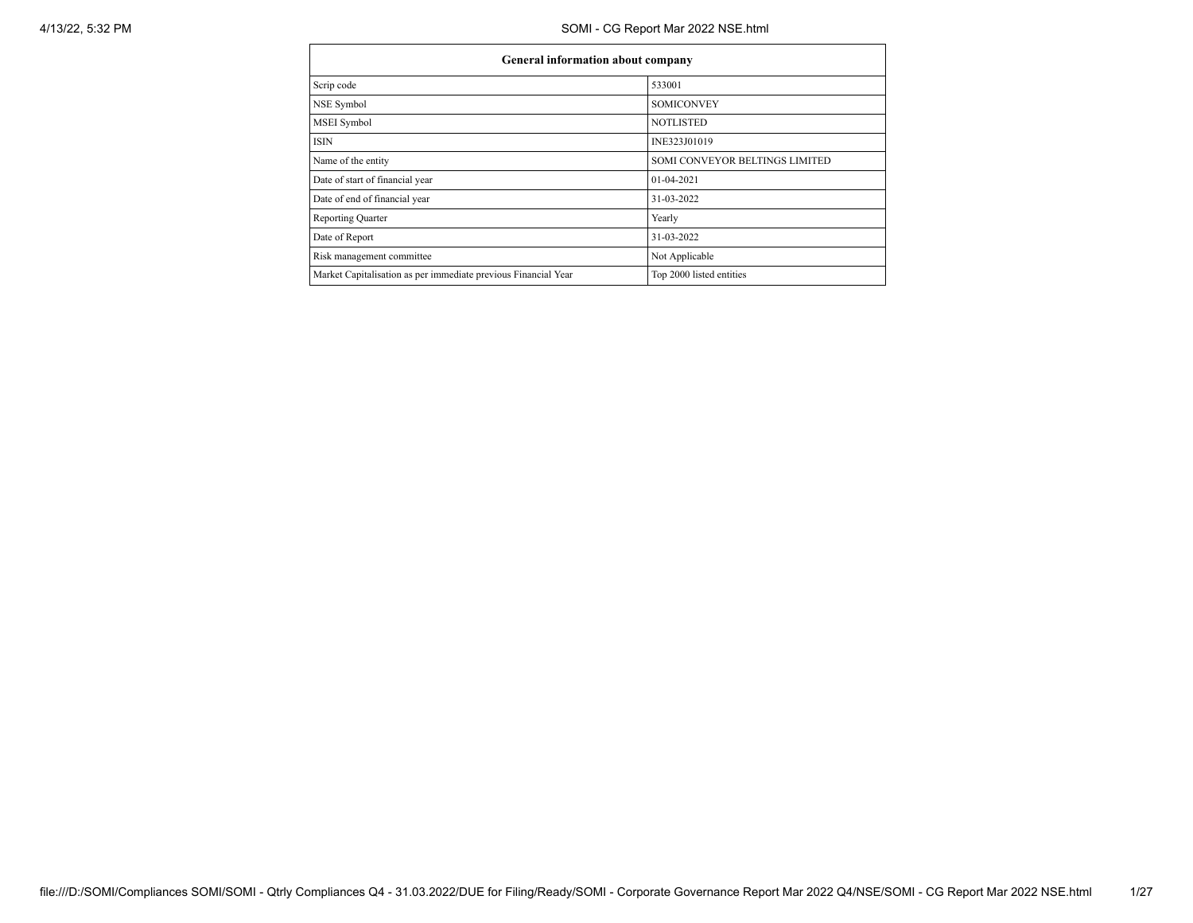| General information about company | |
|---|---|
| Scrip code | 533001 |
| NSE Symbol | SOMICONVEY |
| MSEI Symbol | NOTLISTED |
| ISIN | INE323J01019 |
| Name of the entity | SOMI CONVEYOR BELTINGS LIMITED |
| Date of start of financial year | 01-04-2021 |
| Date of end of financial year | 31-03-2022 |
| Reporting Quarter | Yearly |
| Date of Report | 31-03-2022 |
| Risk management committee | Not Applicable |
| Market Capitalisation as per immediate previous Financial Year | Top 2000 listed entities |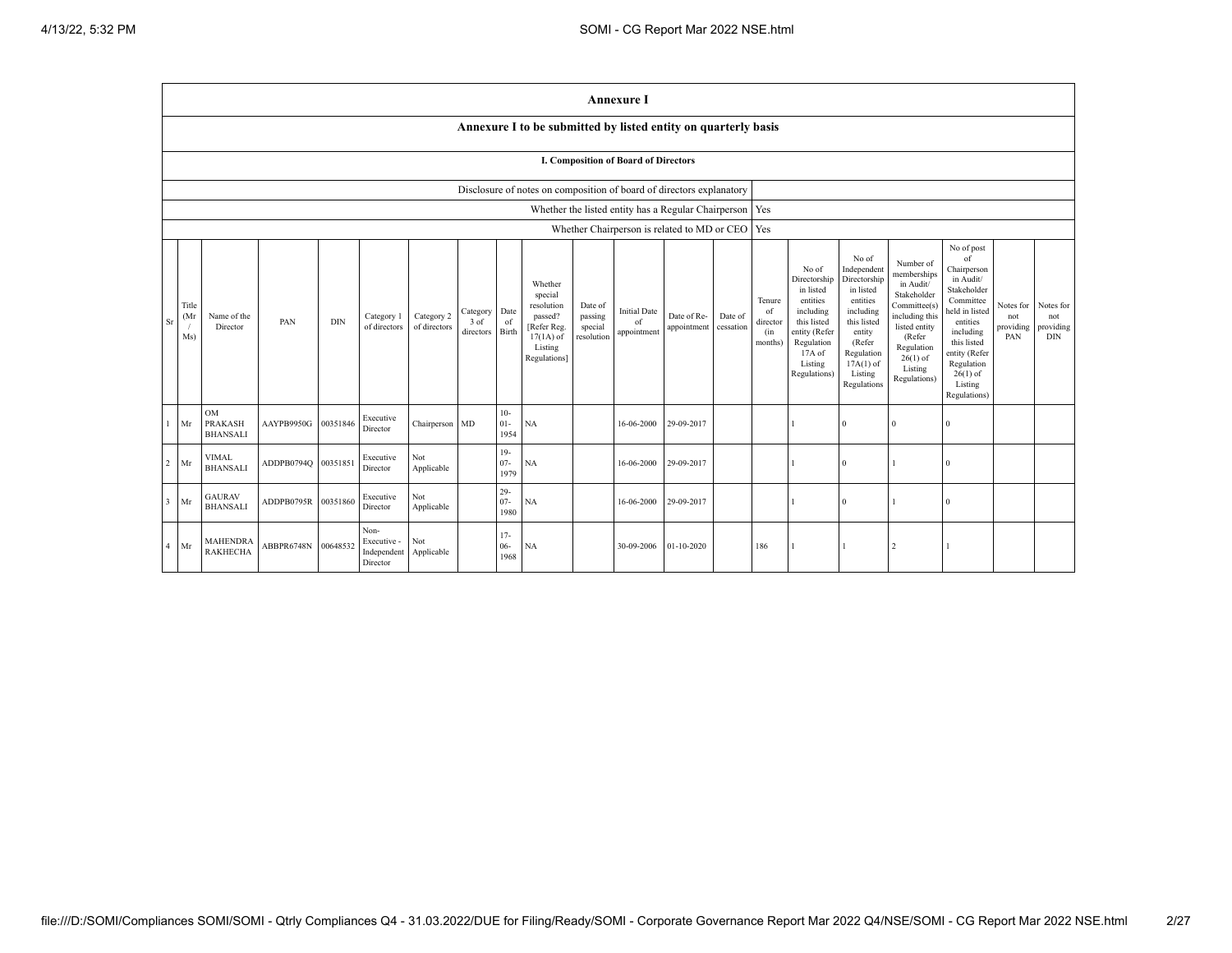# Annexure I

## Annexure I to be submitted by listed entity on quarterly basis

### I. Composition of Board of Directors

| Disclosure of notes on composition of board of directors explanatory | |
|---|---|
| Whether the listed entity has a Regular Chairperson | Yes |
| Whether Chairperson is related to MD or CEO | Yes |

| Sr | Title (Mr / Ms) | Name of the Director | PAN | DIN | Category 1 of directors | Category 2 of directors | Category 3 of directors | Date of Birth | Whether special resolution passed? [Refer Reg. 17(1A) of Listing Regulations] | Date of passing special resolution | Initial Date of appointment | Date of Re-appointment | Date of cessation | Tenure of director (in months) | No of Directorship in listed entities including this listed entity (Refer Regulation 17A of Listing Regulations) | No of Independent Directorship in listed entities including this listed entity (Refer Regulation 17A(1) of Listing Regulations | Number of memberships in Audit/ Stakeholder Committee(s) including this listed entity (Refer Regulation 26(1) of Listing Regulations) | No of post of Chairperson in Audit/ Stakeholder Committee held in listed entities including this listed entity (Refer Regulation 26(1) of Listing Regulations) | Notes for not providing PAN | Notes for not providing DIN |
|---|---|---|---|---|---|---|---|---|---|---|---|---|---|---|---|---|---|---|---|---|
| 1 | Mr | OM PRAKASH BHANSALI | AAYPB9950G | 00351846 | Executive Director | Chairperson | MD | 10-01-1954 | NA | | 16-06-2000 | 29-09-2017 | | | 1 | 0 | 0 | 0 | | |
| 2 | Mr | VIMAL BHANSALI | ADDPB0794Q | 00351851 | Executive Director | Not Applicable | | 19-07-1979 | NA | | 16-06-2000 | 29-09-2017 | | | 1 | 0 | 1 | 0 | | |
| 3 | Mr | GAURAV BHANSALI | ADDPB0795R | 00351860 | Executive Director | Not Applicable | | 29-07-1980 | NA | | 16-06-2000 | 29-09-2017 | | | 1 | 0 | 1 | 0 | | |
| 4 | Mr | MAHENDRA RAKHECHA | ABBPR6748N | 00648532 | Non-Executive - Independent Director | Not Applicable | | 17-06-1968 | NA | | 30-09-2006 | 01-10-2020 | | 186 | 1 | 1 | 2 | 1 | | |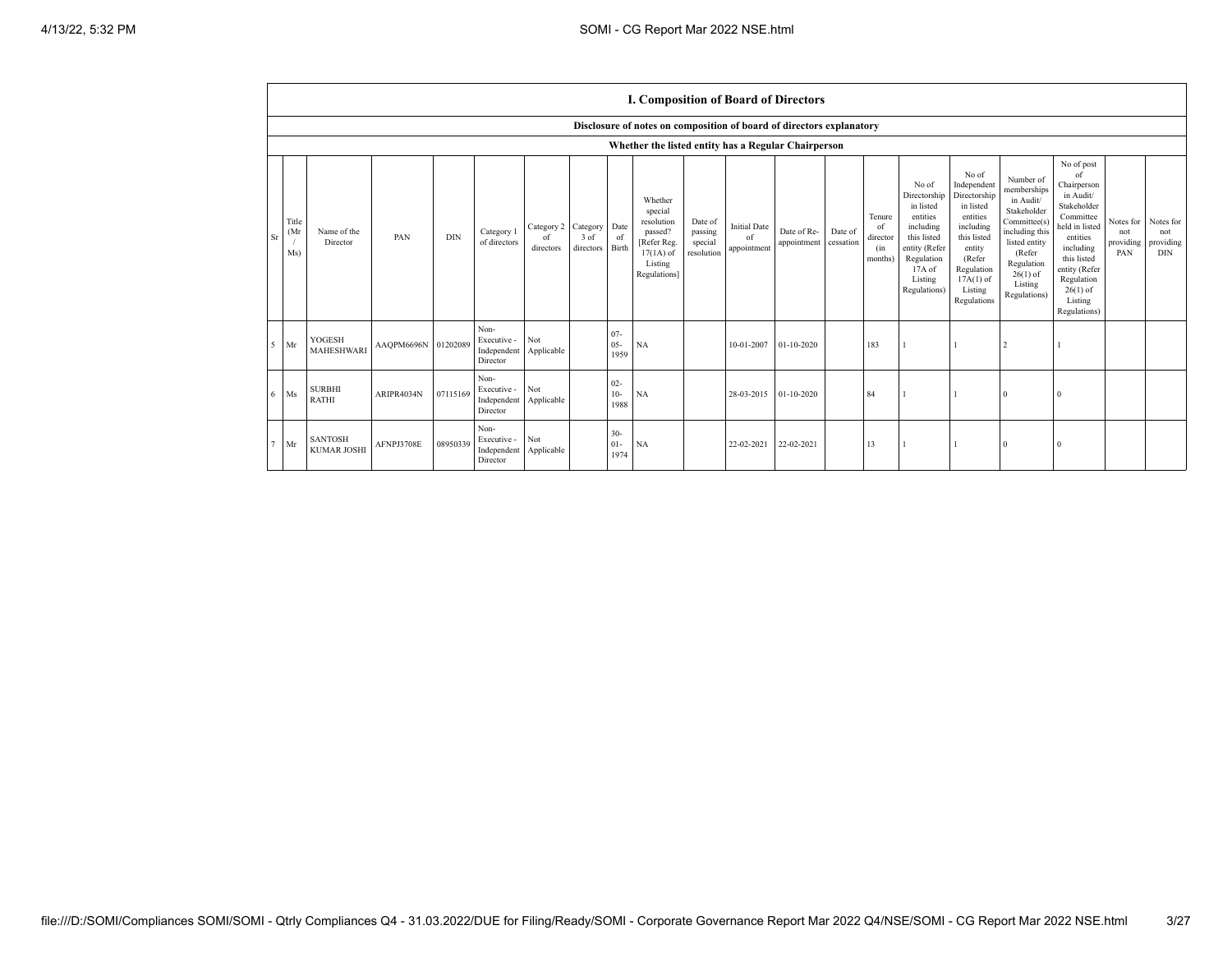## I. Composition of Board of Directors

Disclosure of notes on composition of board of directors explanatory

Whether the listed entity has a Regular Chairperson

| Sr | Title (Mr / Ms) | Name of the Director | PAN | DIN | Category 1 of directors | Category 2 of directors | Category 3 of directors | Date of Birth | Whether special resolution passed? [Refer Reg. 17(1A) of Listing Regulations] | Date of passing special resolution | Initial Date of appointment | Date of Re-appointment | Date of cessation | Tenure of director (in months) | No of Directorship in listed entities including this listed entity (Refer Regulation 17A of Listing Regulations) | No of Independent Directorship in listed entities including this listed entity (Refer Regulation 17A(1) of Listing Regulations | Number of memberships in Audit/ Stakeholder Committee(s) including this listed entity (Refer Regulation 26(1) of Listing Regulations) | No of post of Chairperson in Audit/ Stakeholder Committee held in listed entities including this listed entity (Refer Regulation 26(1) of Listing Regulations) | Notes for not providing PAN | Notes for not providing DIN |
|---|---|---|---|---|---|---|---|---|---|---|---|---|---|---|---|---|---|---|---|---|
| 5 | Mr | YOGESH MAHESHWARI | AAQPM6696N | 01202089 | Non-Executive - Independent Director | Not Applicable | | 07-05-1959 | NA | | 10-01-2007 | 01-10-2020 | | 183 | 1 | 1 | 2 | 1 | | |
| 6 | Ms | SURBHI RATHI | ARIPR4034N | 07115169 | Non-Executive - Independent Director | Not Applicable | | 02-10-1988 | NA | | 28-03-2015 | 01-10-2020 | | 84 | 1 | 1 | 0 | 0 | | |
| 7 | Mr | SANTOSH KUMAR JOSHI | AFNPJ3708E | 08950339 | Non-Executive - Independent Director | Not Applicable | | 30-01-1974 | NA | | 22-02-2021 | 22-02-2021 | | 13 | 1 | 1 | 0 | 0 | | |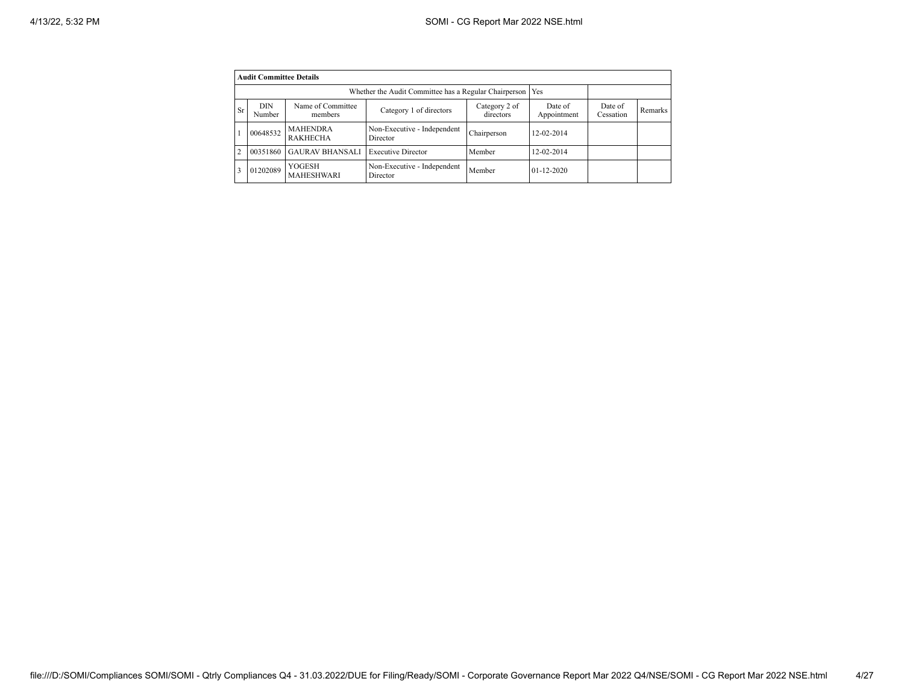| Audit Committee Details | | | | | | | |
|---|---|---|---|---|---|---|---|
| Whether the Audit Committee has a Regular Chairperson | | | | | Yes | | |
| Sr | DIN Number | Name of Committee members | Category 1 of directors | Category 2 of directors | Date of Appointment | Date of Cessation | Remarks |
| 1 | 00648532 | MAHENDRA RAKHECHA | Non-Executive - Independent Director | Chairperson | 12-02-2014 | | |
| 2 | 00351860 | GAURAV BHANSALI | Executive Director | Member | 12-02-2014 | | |
| 3 | 01202089 | YOGESH MAHESHWARI | Non-Executive - Independent Director | Member | 01-12-2020 | | |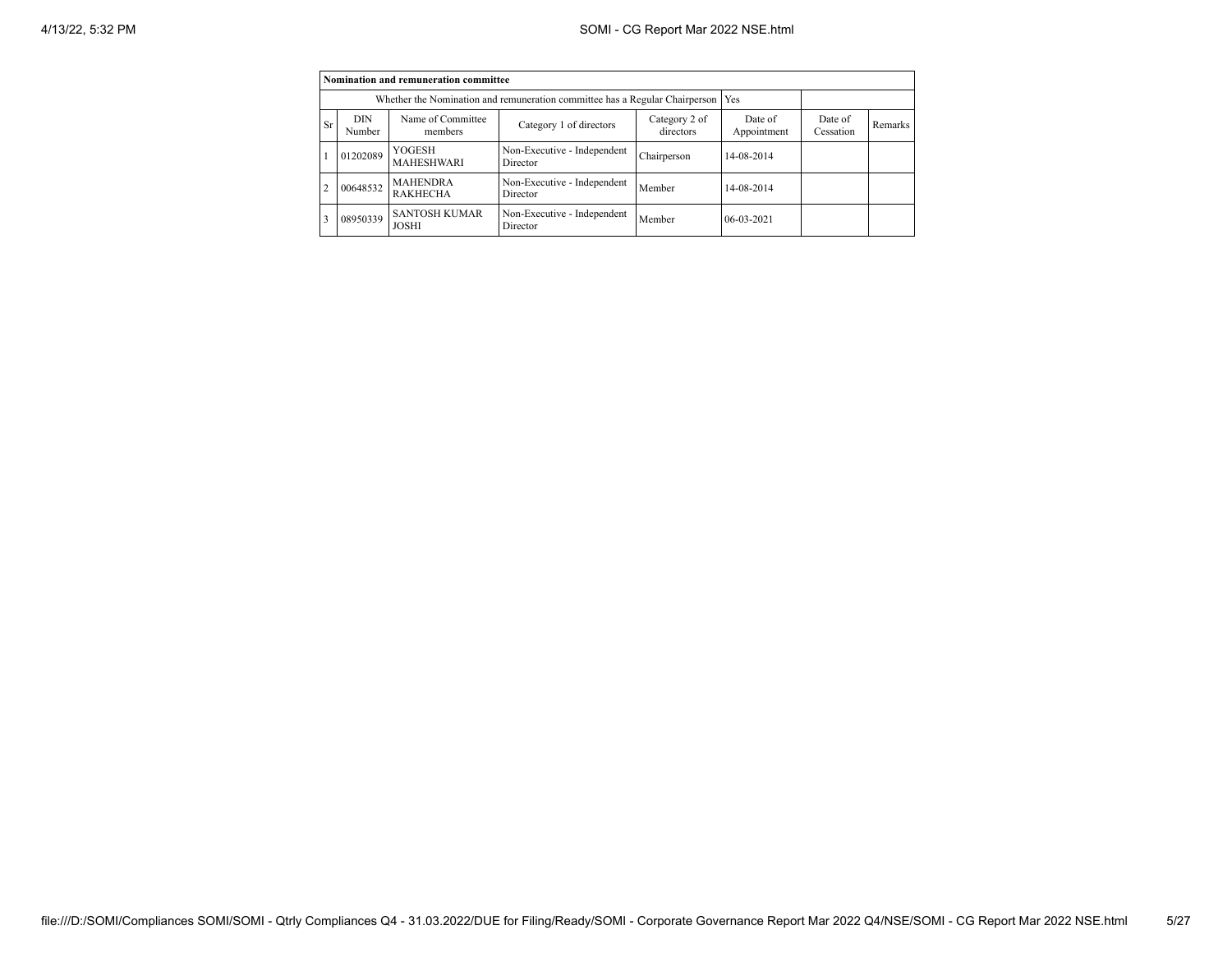| Nomination and remuneration committee | | | | | | | |
|---|---|---|---|---|---|---|---|
| Whether the Nomination and remuneration committee has a Regular Chairperson | | | | | Yes | | |
| Sr | DIN Number | Name of Committee members | Category 1 of directors | Category 2 of directors | Date of Appointment | Date of Cessation | Remarks |
| 1 | 01202089 | YOGESH MAHESHWARI | Non-Executive - Independent Director | Chairperson | 14-08-2014 | | |
| 2 | 00648532 | MAHENDRA RAKHECHA | Non-Executive - Independent Director | Member | 14-08-2014 | | |
| 3 | 08950339 | SANTOSH KUMAR JOSHI | Non-Executive - Independent Director | Member | 06-03-2021 | | |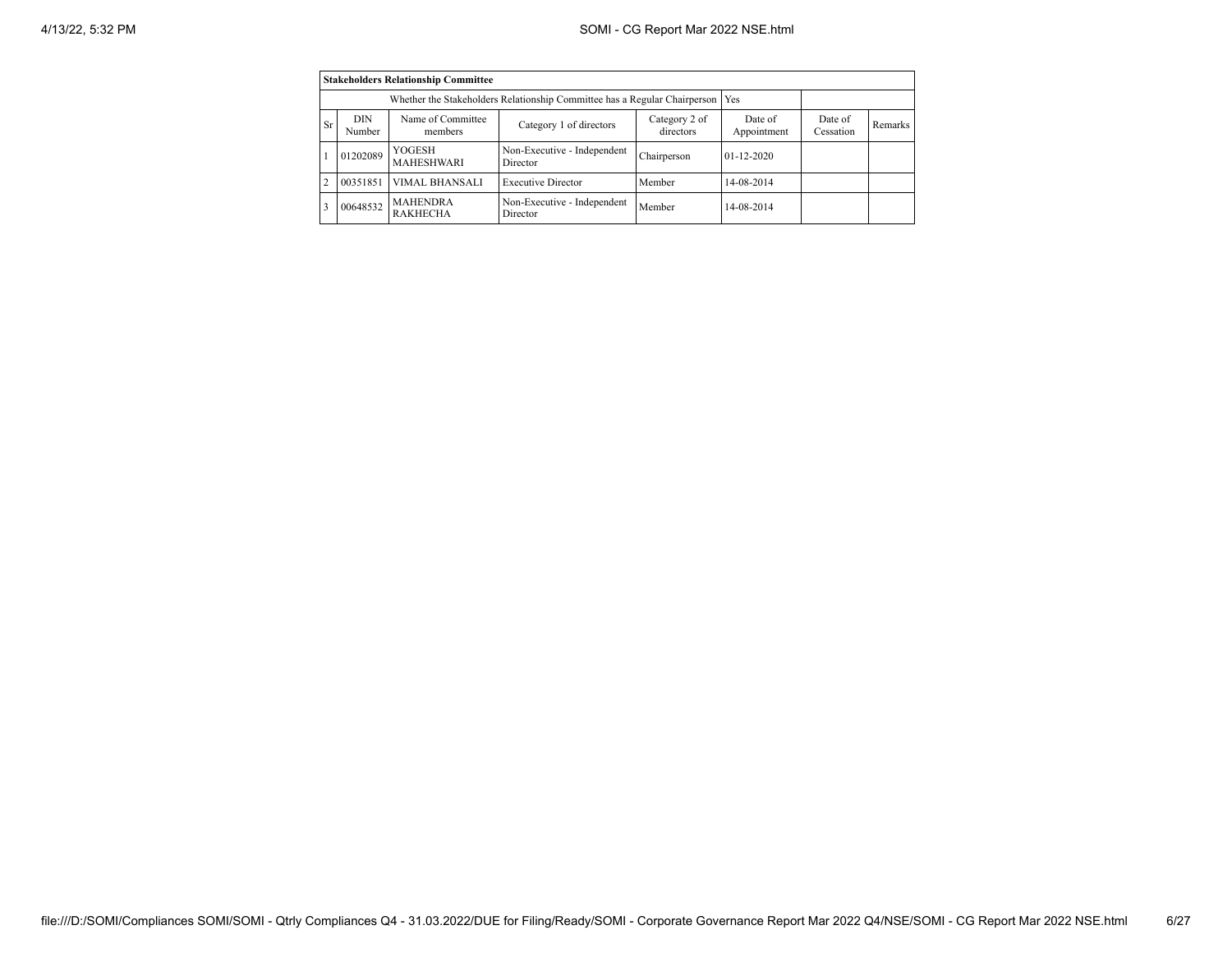| Stakeholders Relationship Committee | | | | | | | |
|---|---|---|---|---|---|---|---|
| Whether the Stakeholders Relationship Committee has a Regular Chairperson | | | | | Yes | | |
| Sr | DIN Number | Name of Committee members | Category 1 of directors | Category 2 of directors | Date of Appointment | Date of Cessation | Remarks |
| 1 | 01202089 | YOGESH MAHESHWARI | Non-Executive - Independent Director | Chairperson | 01-12-2020 | | |
| 2 | 00351851 | VIMAL BHANSALI | Executive Director | Member | 14-08-2014 | | |
| 3 | 00648532 | MAHENDRA RAKHECHA | Non-Executive - Independent Director | Member | 14-08-2014 | | |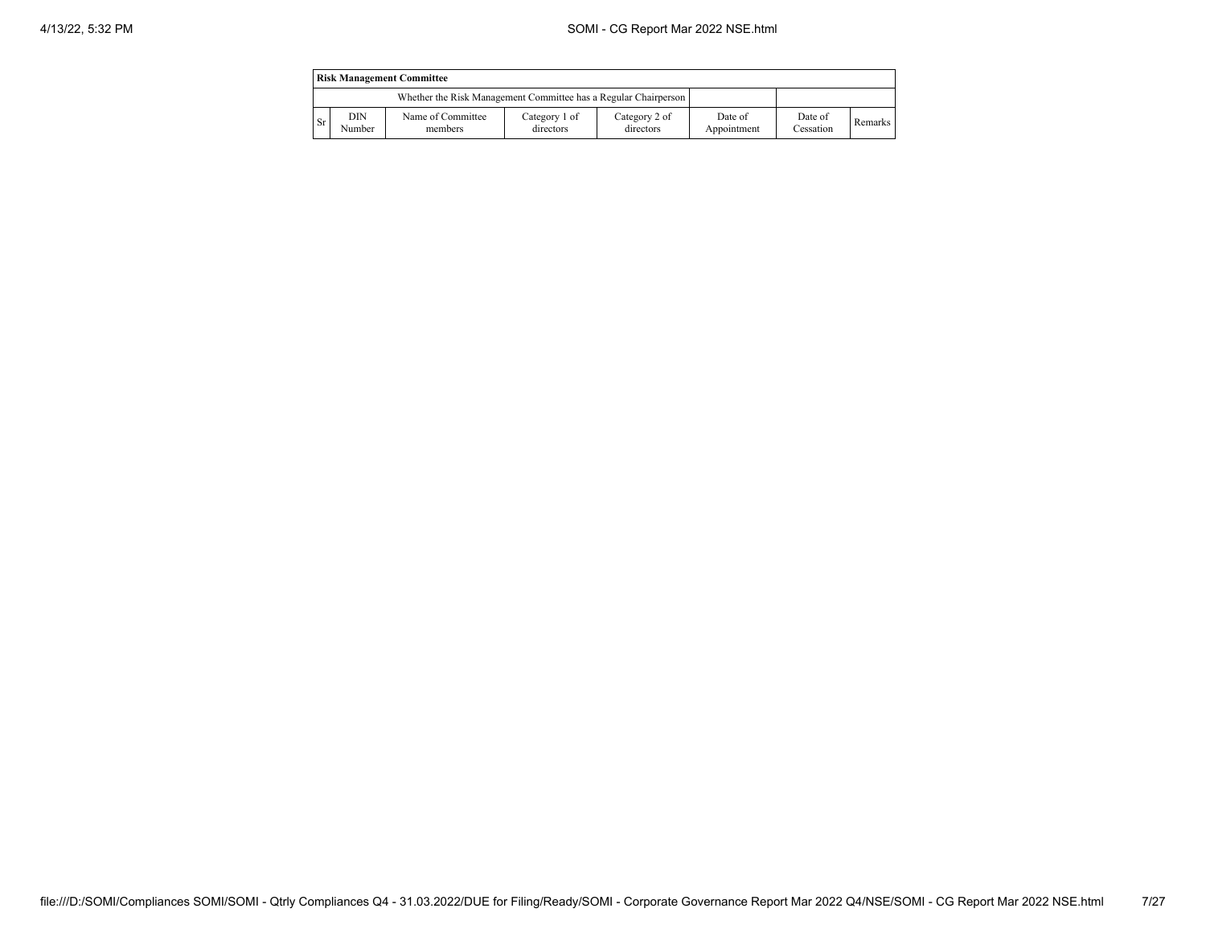| Risk Management Committee | | | | | | | |
|---|---|---|---|---|---|---|---|
| Whether the Risk Management Committee has a Regular Chairperson | | | | | | | |
| Sr | DIN Number | Name of Committee members | Category 1 of directors | Category 2 of directors | Date of Appointment | Date of Cessation | Remarks |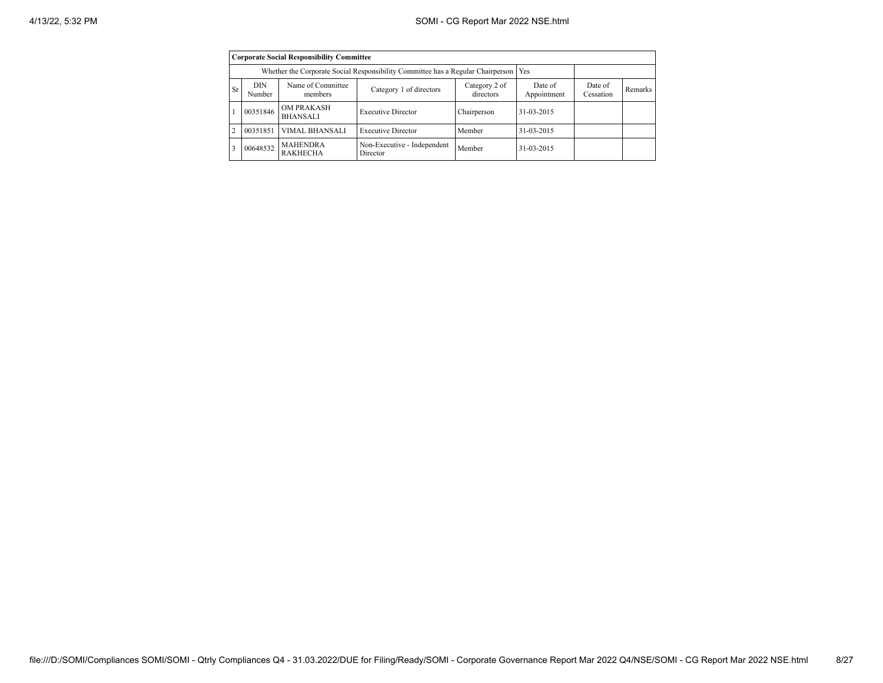| Corporate Social Responsibility Committee | | | | | | | |
|---|---|---|---|---|---|---|---|
| Whether the Corporate Social Responsibility Committee has a Regular Chairperson | | | | | Yes | | |
| Sr | DIN Number | Name of Committee members | Category 1 of directors | Category 2 of directors | Date of Appointment | Date of Cessation | Remarks |
| 1 | 00351846 | OM PRAKASH BHANSALI | Executive Director | Chairperson | 31-03-2015 | | |
| 2 | 00351851 | VIMAL BHANSALI | Executive Director | Member | 31-03-2015 | | |
| 3 | 00648532 | MAHENDRA RAKHECHA | Non-Executive - Independent Director | Member | 31-03-2015 | | |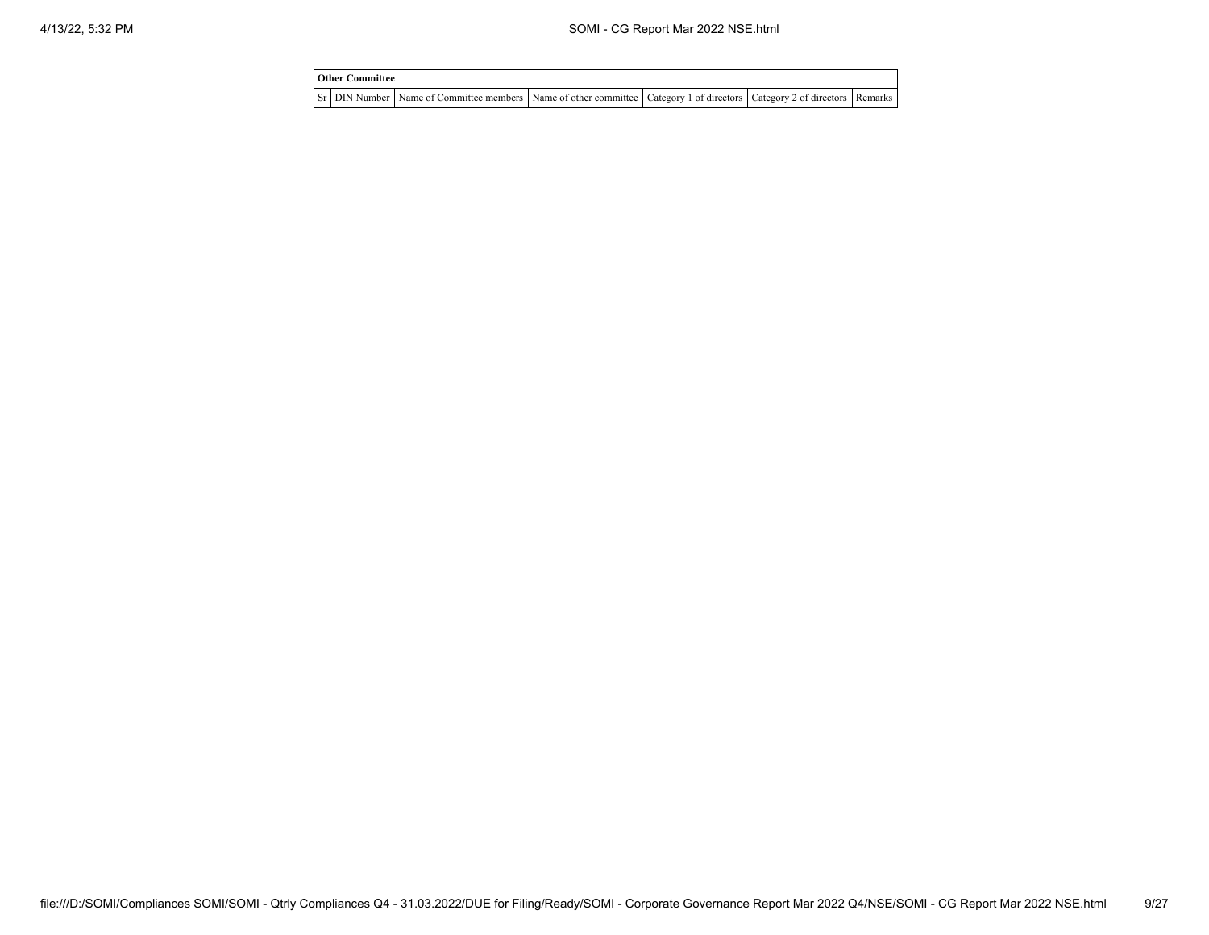**Other Committee**

| Sr | DIN Number | Name of Committee members | Name of other committee | Category 1 of directors | Category 2 of directors | Remarks |
|---|---|---|---|---|---|---|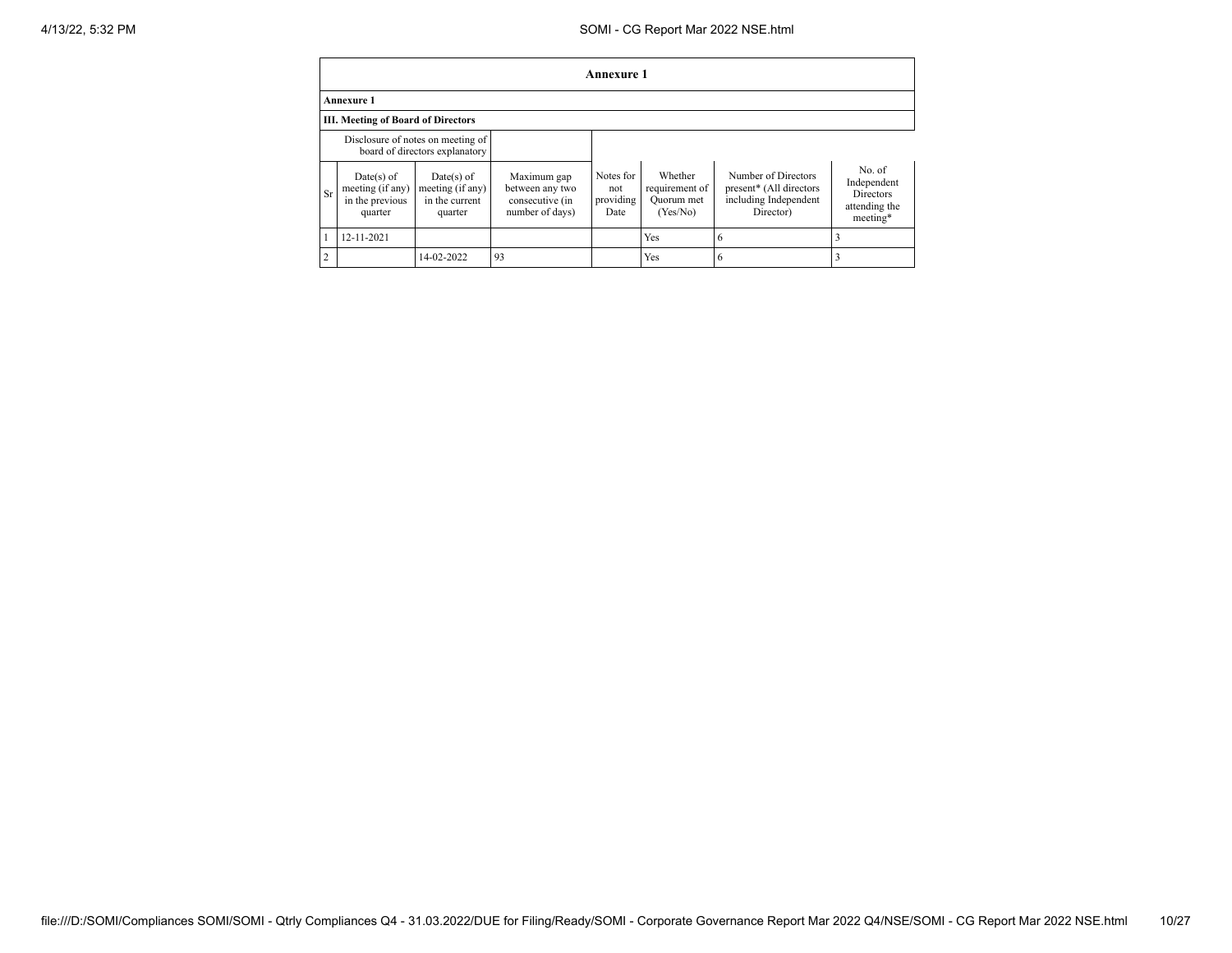## Annexure 1

**Annexure 1**

**III. Meeting of Board of Directors**

| | Disclosure of notes on meeting of board of directors explanatory | | | | | | |
|---|---|---|---|---|---|---|---|
| Sr | Date(s) of meeting (if any) in the previous quarter | Date(s) of meeting (if any) in the current quarter | Maximum gap between any two consecutive (in number of days) | Notes for not providing Date | Whether requirement of Quorum met (Yes/No) | Number of Directors present* (All directors including Independent Director) | No. of Independent Directors attending the meeting* |
| 1 | 12-11-2021 | | | | Yes | 6 | 3 |
| 2 | | 14-02-2022 | 93 | | Yes | 6 | 3 |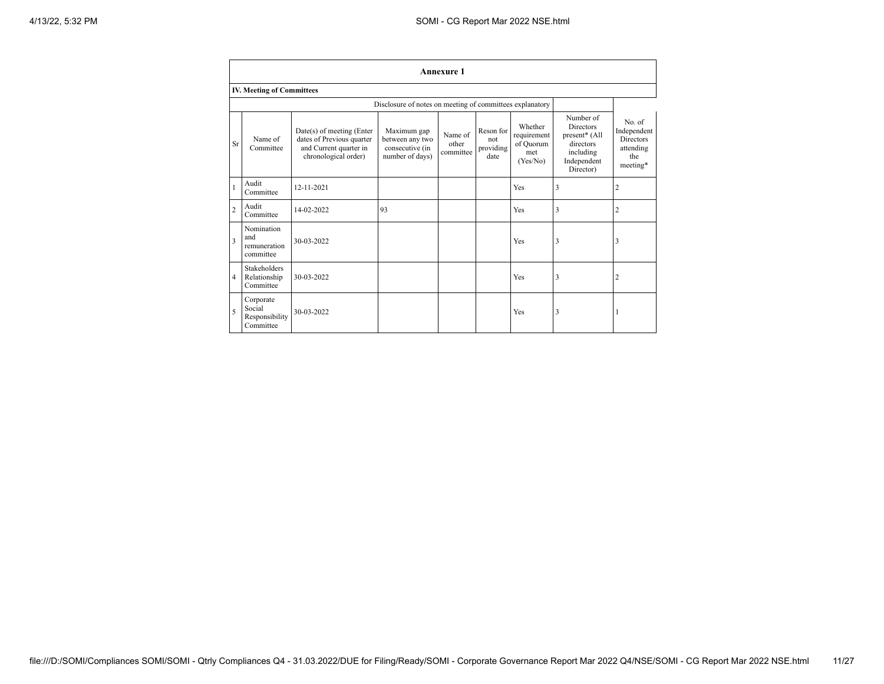## Annexure 1

### IV. Meeting of Committees

| | | | Disclosure of notes on meeting of committees explanatory | | | | | |
|---|---|---|---|---|---|---|---|---|
| Sr | Name of Committee | Date(s) of meeting (Enter dates of Previous quarter and Current quarter in chronological order) | Maximum gap between any two consecutive (in number of days) | Name of other committee | Reson for not providing date | Whether requirement of Quorum met (Yes/No) | Number of Directors present* (All directors including Independent Director) | No. of Independent Directors attending the meeting* |
| 1 | Audit Committee | 12-11-2021 | | | | Yes | 3 | 2 |
| 2 | Audit Committee | 14-02-2022 | 93 | | | Yes | 3 | 2 |
| 3 | Nomination and remuneration committee | 30-03-2022 | | | | Yes | 3 | 3 |
| 4 | Stakeholders Relationship Committee | 30-03-2022 | | | | Yes | 3 | 2 |
| 5 | Corporate Social Responsibility Committee | 30-03-2022 | | | | Yes | 3 | 1 |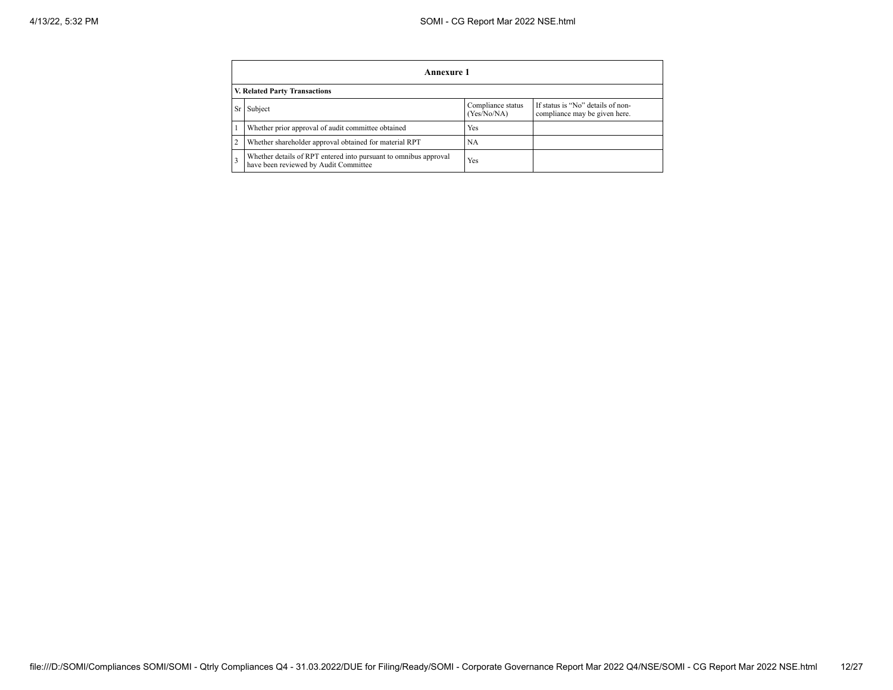## Annexure 1

### V. Related Party Transactions

| Sr | Subject | Compliance status (Yes/No/NA) | If status is "No" details of non-compliance may be given here. |
|---|---|---|---|
| 1 | Whether prior approval of audit committee obtained | Yes | |
| 2 | Whether shareholder approval obtained for material RPT | NA | |
| 3 | Whether details of RPT entered into pursuant to omnibus approval have been reviewed by Audit Committee | Yes | |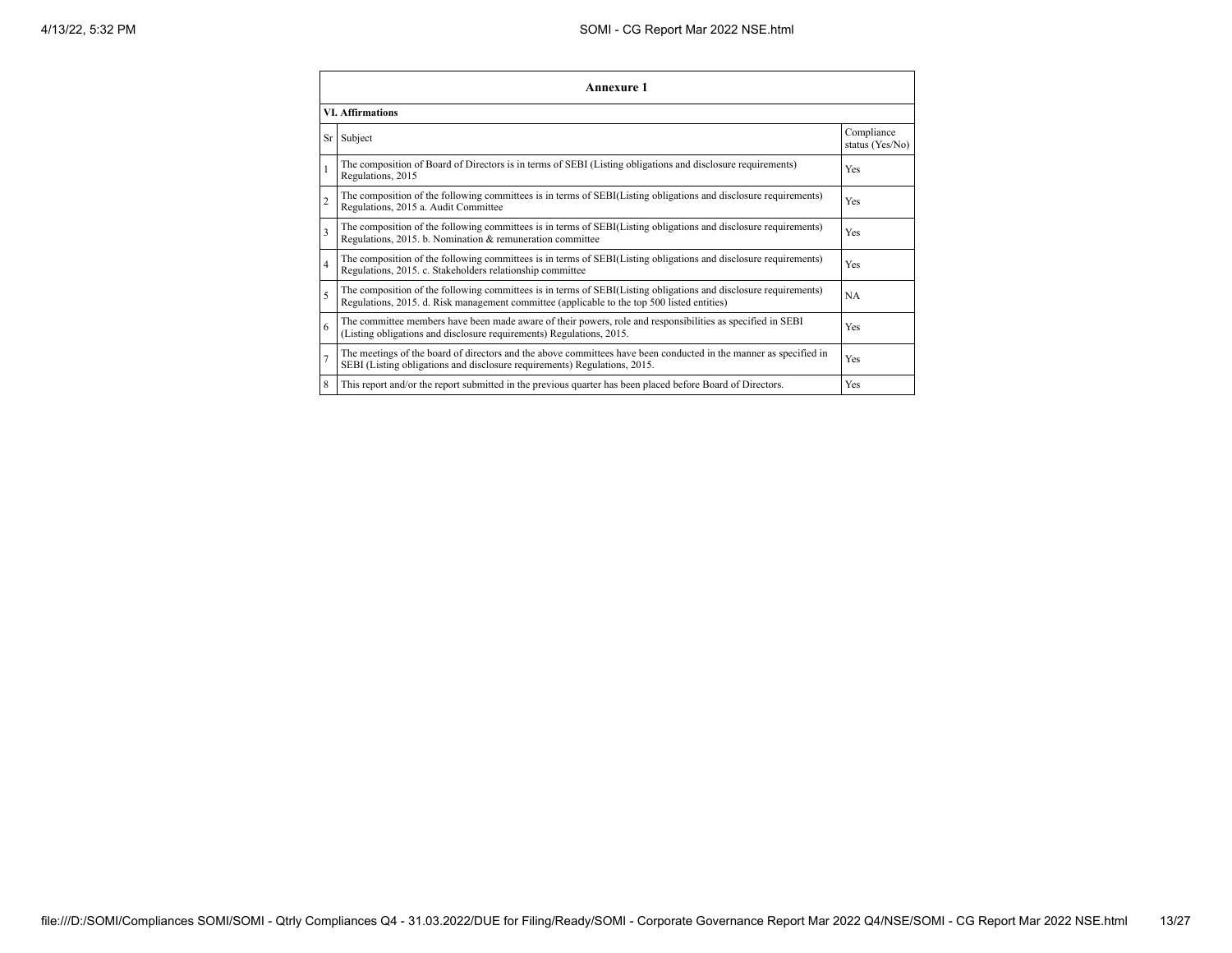## Annexure 1

### VI. Affirmations

| Sr | Subject | Compliance status (Yes/No) |
|---|---|---|
| 1 | The composition of Board of Directors is in terms of SEBI (Listing obligations and disclosure requirements) Regulations, 2015 | Yes |
| 2 | The composition of the following committees is in terms of SEBI(Listing obligations and disclosure requirements) Regulations, 2015 a. Audit Committee | Yes |
| 3 | The composition of the following committees is in terms of SEBI(Listing obligations and disclosure requirements) Regulations, 2015. b. Nomination & remuneration committee | Yes |
| 4 | The composition of the following committees is in terms of SEBI(Listing obligations and disclosure requirements) Regulations, 2015. c. Stakeholders relationship committee | Yes |
| 5 | The composition of the following committees is in terms of SEBI(Listing obligations and disclosure requirements) Regulations, 2015. d. Risk management committee (applicable to the top 500 listed entities) | NA |
| 6 | The committee members have been made aware of their powers, role and responsibilities as specified in SEBI (Listing obligations and disclosure requirements) Regulations, 2015. | Yes |
| 7 | The meetings of the board of directors and the above committees have been conducted in the manner as specified in SEBI (Listing obligations and disclosure requirements) Regulations, 2015. | Yes |
| 8 | This report and/or the report submitted in the previous quarter has been placed before Board of Directors. | Yes |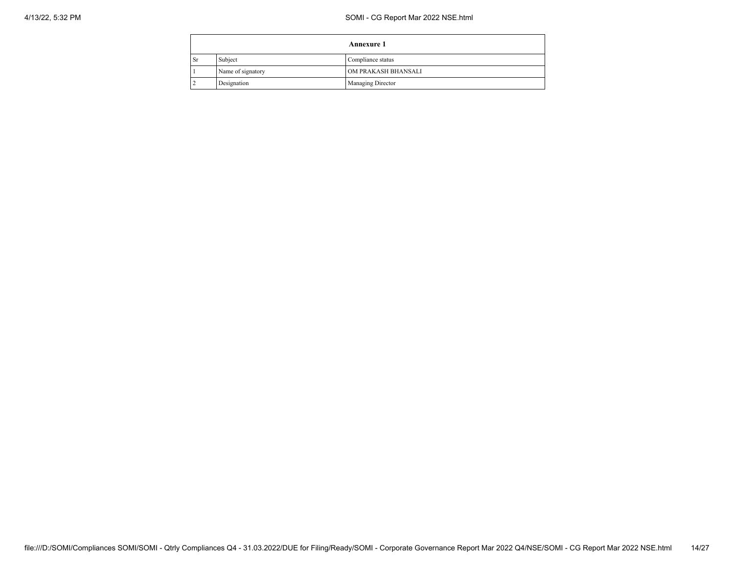| Annexure 1 | | |
|---|---|---|
| Sr | Subject | Compliance status |
| 1 | Name of signatory | OM PRAKASH BHANSALI |
| 2 | Designation | Managing Director |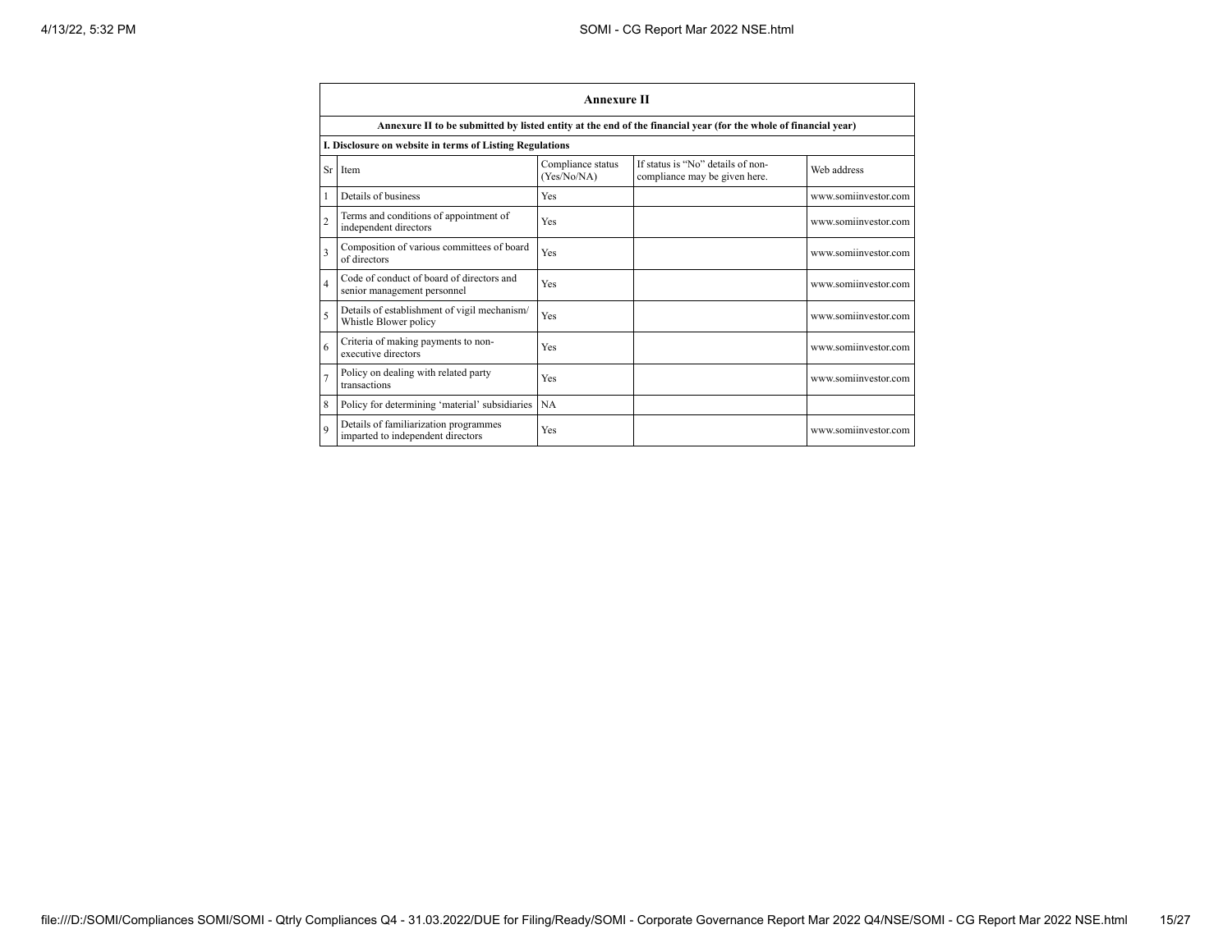## Annexure II

**Annexure II to be submitted by listed entity at the end of the financial year (for the whole of financial year)**

**I. Disclosure on website in terms of Listing Regulations**

| Sr | Item | Compliance status (Yes/No/NA) | If status is "No" details of non-compliance may be given here. | Web address |
|---|---|---|---|---|
| 1 | Details of business | Yes | | www.somiinvestor.com |
| 2 | Terms and conditions of appointment of independent directors | Yes | | www.somiinvestor.com |
| 3 | Composition of various committees of board of directors | Yes | | www.somiinvestor.com |
| 4 | Code of conduct of board of directors and senior management personnel | Yes | | www.somiinvestor.com |
| 5 | Details of establishment of vigil mechanism/ Whistle Blower policy | Yes | | www.somiinvestor.com |
| 6 | Criteria of making payments to non-executive directors | Yes | | www.somiinvestor.com |
| 7 | Policy on dealing with related party transactions | Yes | | www.somiinvestor.com |
| 8 | Policy for determining 'material' subsidiaries | NA | | |
| 9 | Details of familiarization programmes imparted to independent directors | Yes | | www.somiinvestor.com |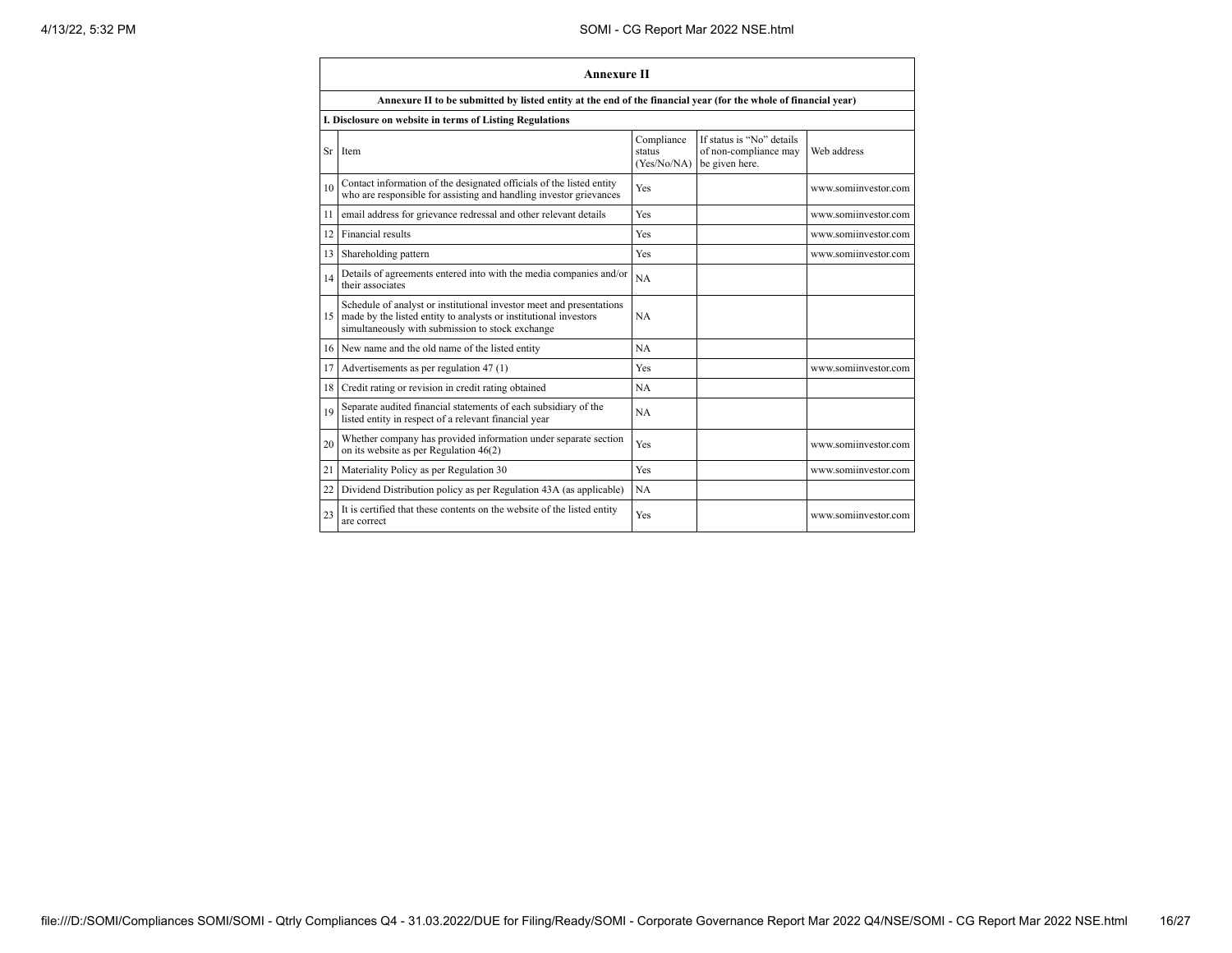## Annexure II

**Annexure II to be submitted by listed entity at the end of the financial year (for the whole of financial year)**

**I. Disclosure on website in terms of Listing Regulations**

| Sr | Item | Compliance status (Yes/No/NA) | If status is "No" details of non-compliance may be given here. | Web address |
|---|---|---|---|---|
| 10 | Contact information of the designated officials of the listed entity who are responsible for assisting and handling investor grievances | Yes | | www.somiinvestor.com |
| 11 | email address for grievance redressal and other relevant details | Yes | | www.somiinvestor.com |
| 12 | Financial results | Yes | | www.somiinvestor.com |
| 13 | Shareholding pattern | Yes | | www.somiinvestor.com |
| 14 | Details of agreements entered into with the media companies and/or their associates | NA | | |
| 15 | Schedule of analyst or institutional investor meet and presentations made by the listed entity to analysts or institutional investors simultaneously with submission to stock exchange | NA | | |
| 16 | New name and the old name of the listed entity | NA | | |
| 17 | Advertisements as per regulation 47 (1) | Yes | | www.somiinvestor.com |
| 18 | Credit rating or revision in credit rating obtained | NA | | |
| 19 | Separate audited financial statements of each subsidiary of the listed entity in respect of a relevant financial year | NA | | |
| 20 | Whether company has provided information under separate section on its website as per Regulation 46(2) | Yes | | www.somiinvestor.com |
| 21 | Materiality Policy as per Regulation 30 | Yes | | www.somiinvestor.com |
| 22 | Dividend Distribution policy as per Regulation 43A (as applicable) | NA | | |
| 23 | It is certified that these contents on the website of the listed entity are correct | Yes | | www.somiinvestor.com |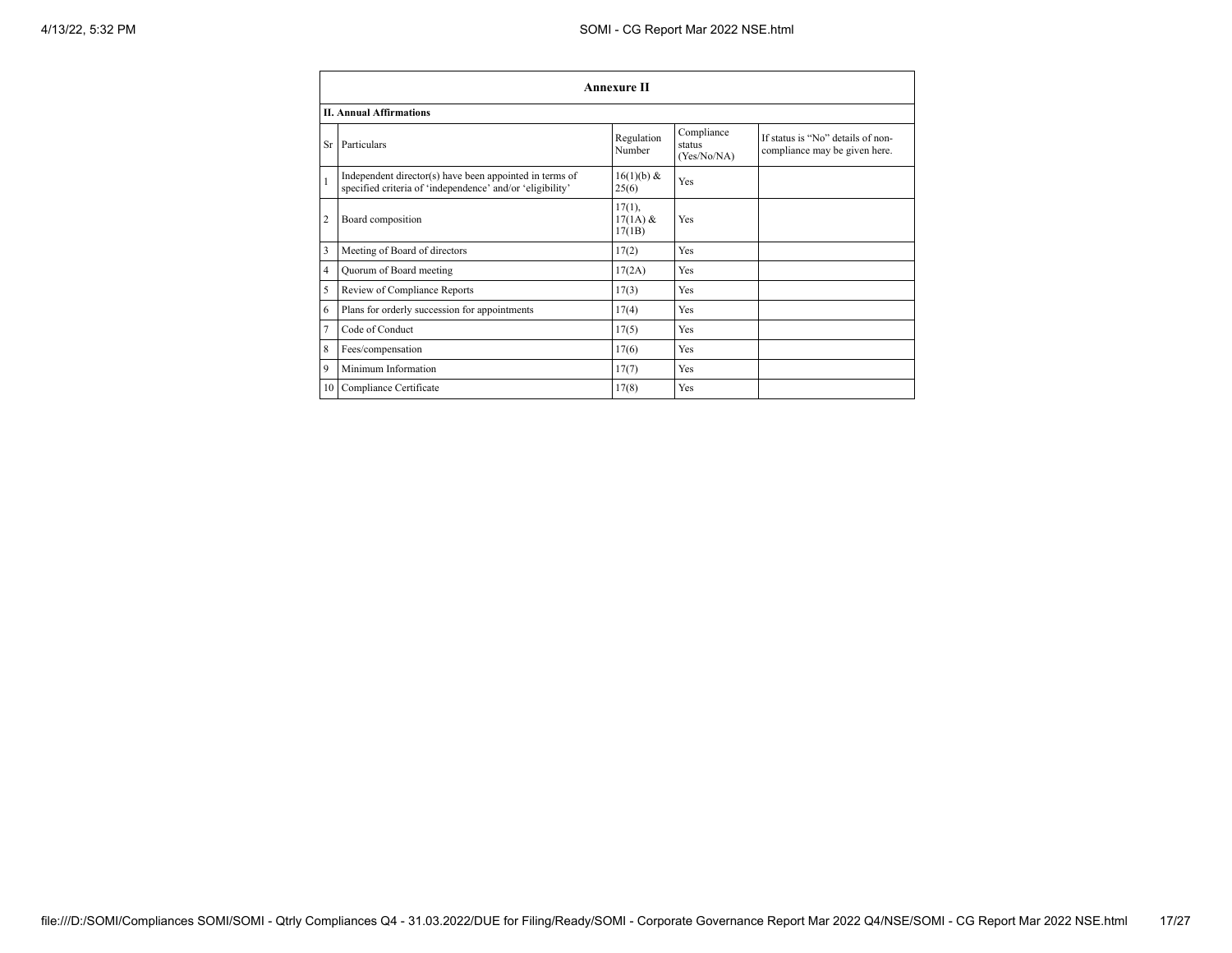| Annexure II | | | | |
|---|---|---|---|---|
| **II. Annual Affirmations** | | | | |
| Sr | Particulars | Regulation Number | Compliance status (Yes/No/NA) | If status is "No" details of non-compliance may be given here. |
| 1 | Independent director(s) have been appointed in terms of specified criteria of 'independence' and/or 'eligibility' | 16(1)(b) & 25(6) | Yes | |
| 2 | Board composition | 17(1), 17(1A) & 17(1B) | Yes | |
| 3 | Meeting of Board of directors | 17(2) | Yes | |
| 4 | Quorum of Board meeting | 17(2A) | Yes | |
| 5 | Review of Compliance Reports | 17(3) | Yes | |
| 6 | Plans for orderly succession for appointments | 17(4) | Yes | |
| 7 | Code of Conduct | 17(5) | Yes | |
| 8 | Fees/compensation | 17(6) | Yes | |
| 9 | Minimum Information | 17(7) | Yes | |
| 10 | Compliance Certificate | 17(8) | Yes | |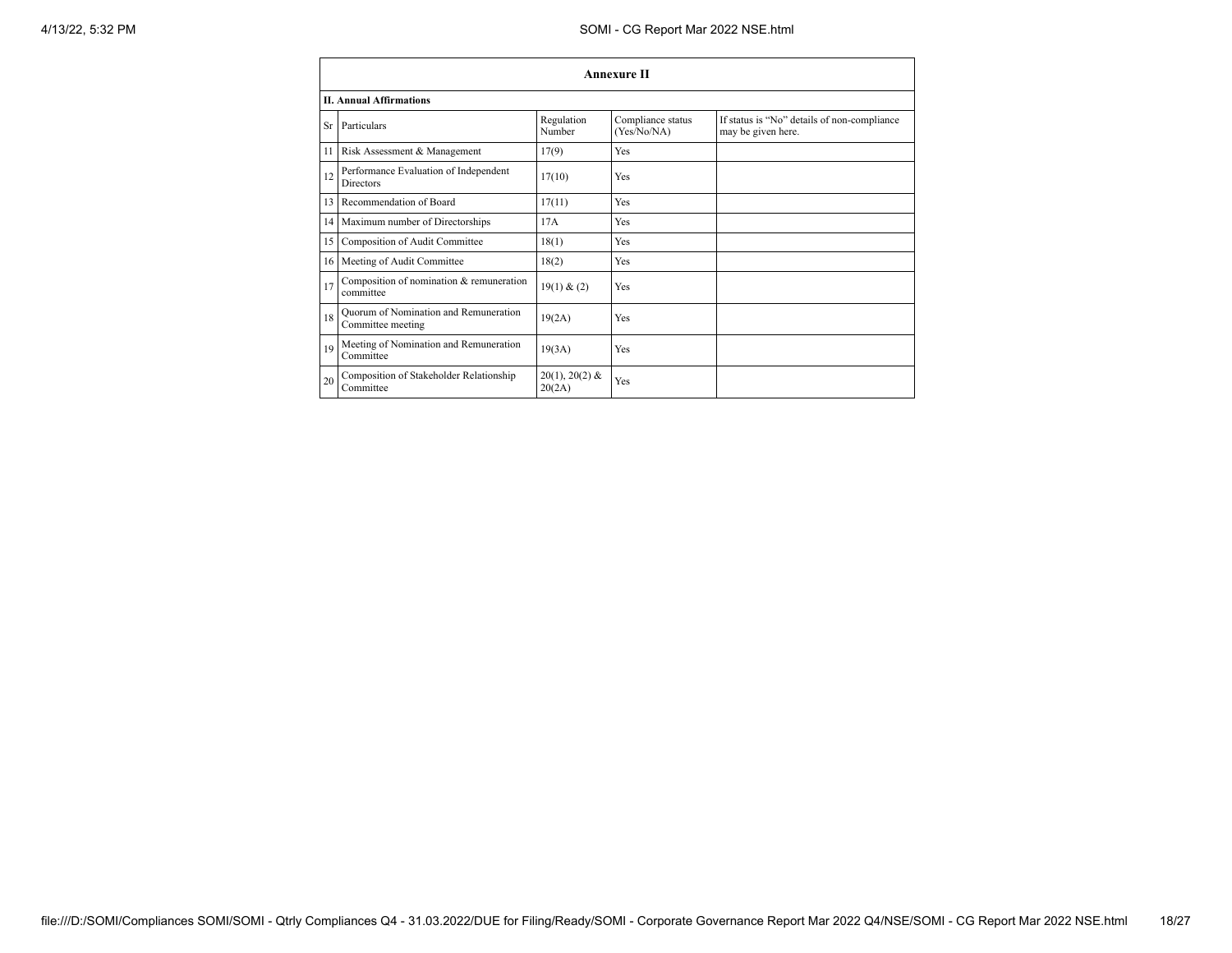| Annexure II | | | | |
|---|---|---|---|---|
| **II. Annual Affirmations** | | | | |
| Sr | Particulars | Regulation Number | Compliance status (Yes/No/NA) | If status is "No" details of non-compliance may be given here. |
| 11 | Risk Assessment & Management | 17(9) | Yes | |
| 12 | Performance Evaluation of Independent Directors | 17(10) | Yes | |
| 13 | Recommendation of Board | 17(11) | Yes | |
| 14 | Maximum number of Directorships | 17A | Yes | |
| 15 | Composition of Audit Committee | 18(1) | Yes | |
| 16 | Meeting of Audit Committee | 18(2) | Yes | |
| 17 | Composition of nomination & remuneration committee | 19(1) & (2) | Yes | |
| 18 | Quorum of Nomination and Remuneration Committee meeting | 19(2A) | Yes | |
| 19 | Meeting of Nomination and Remuneration Committee | 19(3A) | Yes | |
| 20 | Composition of Stakeholder Relationship Committee | 20(1), 20(2) & 20(2A) | Yes | |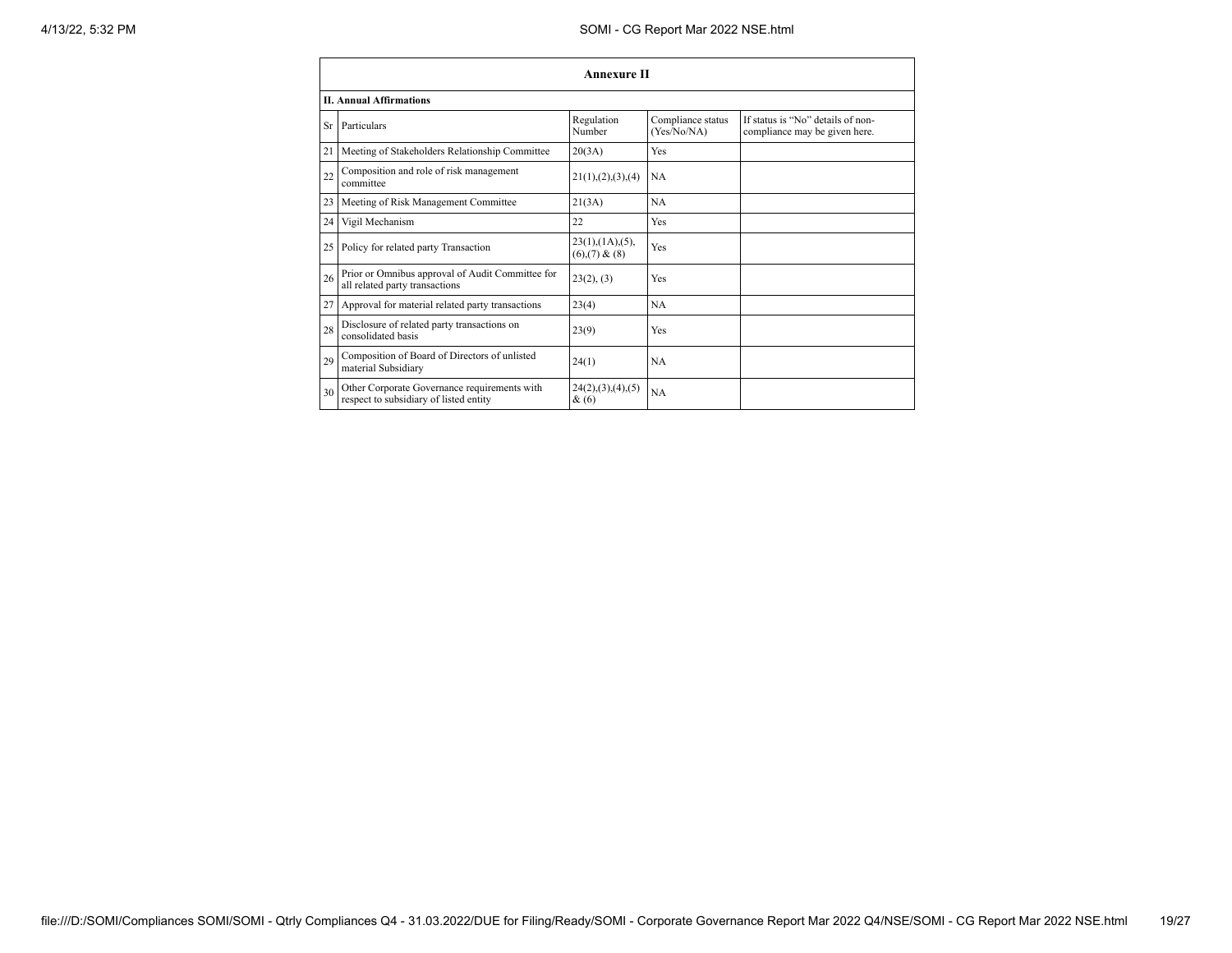## Annexure II

**II. Annual Affirmations**

| Sr | Particulars | Regulation Number | Compliance status (Yes/No/NA) | If status is "No" details of non-compliance may be given here. |
|---|---|---|---|---|
| 21 | Meeting of Stakeholders Relationship Committee | 20(3A) | Yes | |
| 22 | Composition and role of risk management committee | 21(1),(2),(3),(4) | NA | |
| 23 | Meeting of Risk Management Committee | 21(3A) | NA | |
| 24 | Vigil Mechanism | 22 | Yes | |
| 25 | Policy for related party Transaction | 23(1),(1A),(5),(6),(7) & (8) | Yes | |
| 26 | Prior or Omnibus approval of Audit Committee for all related party transactions | 23(2), (3) | Yes | |
| 27 | Approval for material related party transactions | 23(4) | NA | |
| 28 | Disclosure of related party transactions on consolidated basis | 23(9) | Yes | |
| 29 | Composition of Board of Directors of unlisted material Subsidiary | 24(1) | NA | |
| 30 | Other Corporate Governance requirements with respect to subsidiary of listed entity | 24(2),(3),(4),(5) & (6) | NA | |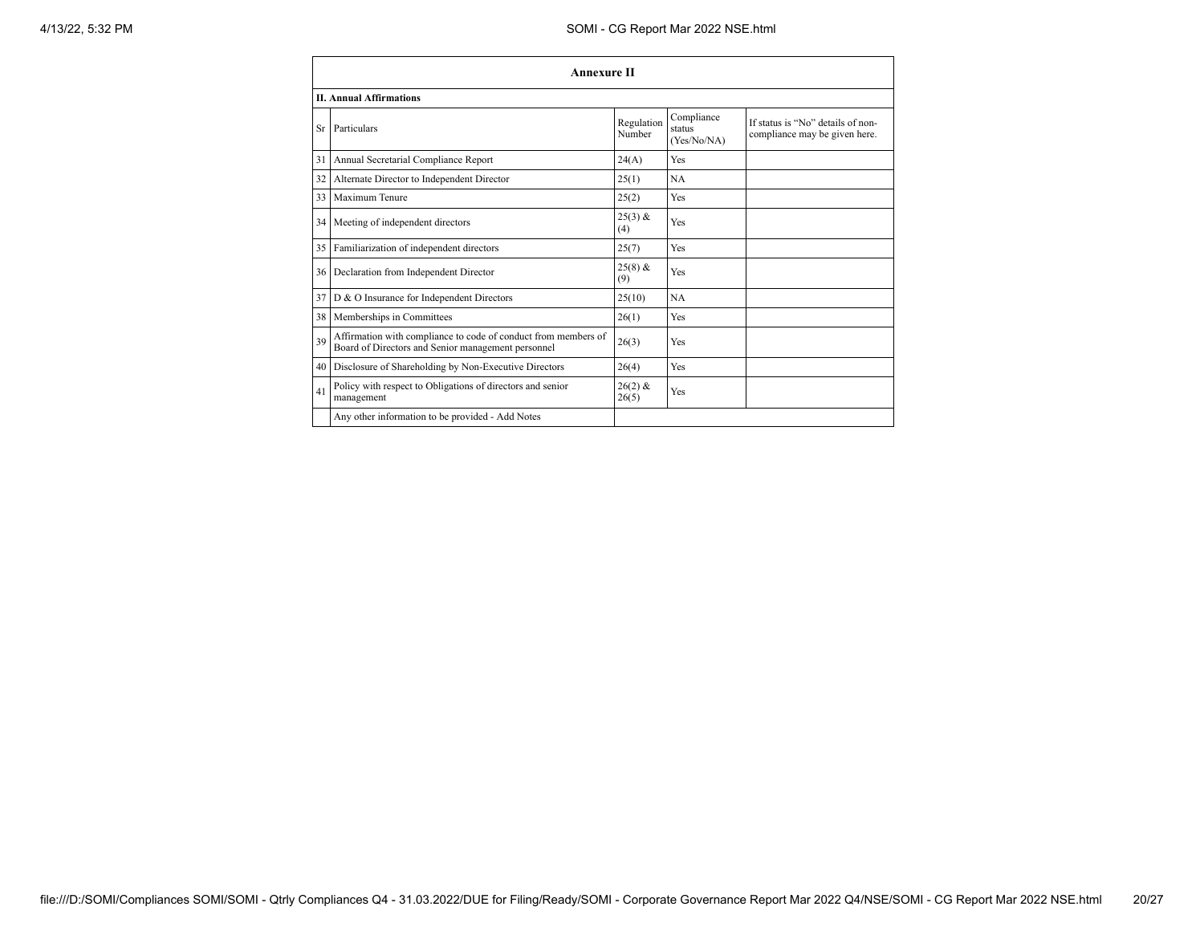## Annexure II

### II. Annual Affirmations

| Sr | Particulars | Regulation Number | Compliance status (Yes/No/NA) | If status is "No" details of non-compliance may be given here. |
|---|---|---|---|---|
| 31 | Annual Secretarial Compliance Report | 24(A) | Yes | |
| 32 | Alternate Director to Independent Director | 25(1) | NA | |
| 33 | Maximum Tenure | 25(2) | Yes | |
| 34 | Meeting of independent directors | 25(3) & (4) | Yes | |
| 35 | Familiarization of independent directors | 25(7) | Yes | |
| 36 | Declaration from Independent Director | 25(8) & (9) | Yes | |
| 37 | D & O Insurance for Independent Directors | 25(10) | NA | |
| 38 | Memberships in Committees | 26(1) | Yes | |
| 39 | Affirmation with compliance to code of conduct from members of Board of Directors and Senior management personnel | 26(3) | Yes | |
| 40 | Disclosure of Shareholding by Non-Executive Directors | 26(4) | Yes | |
| 41 | Policy with respect to Obligations of directors and senior management | 26(2) & 26(5) | Yes | |
| | Any other information to be provided - Add Notes | | | |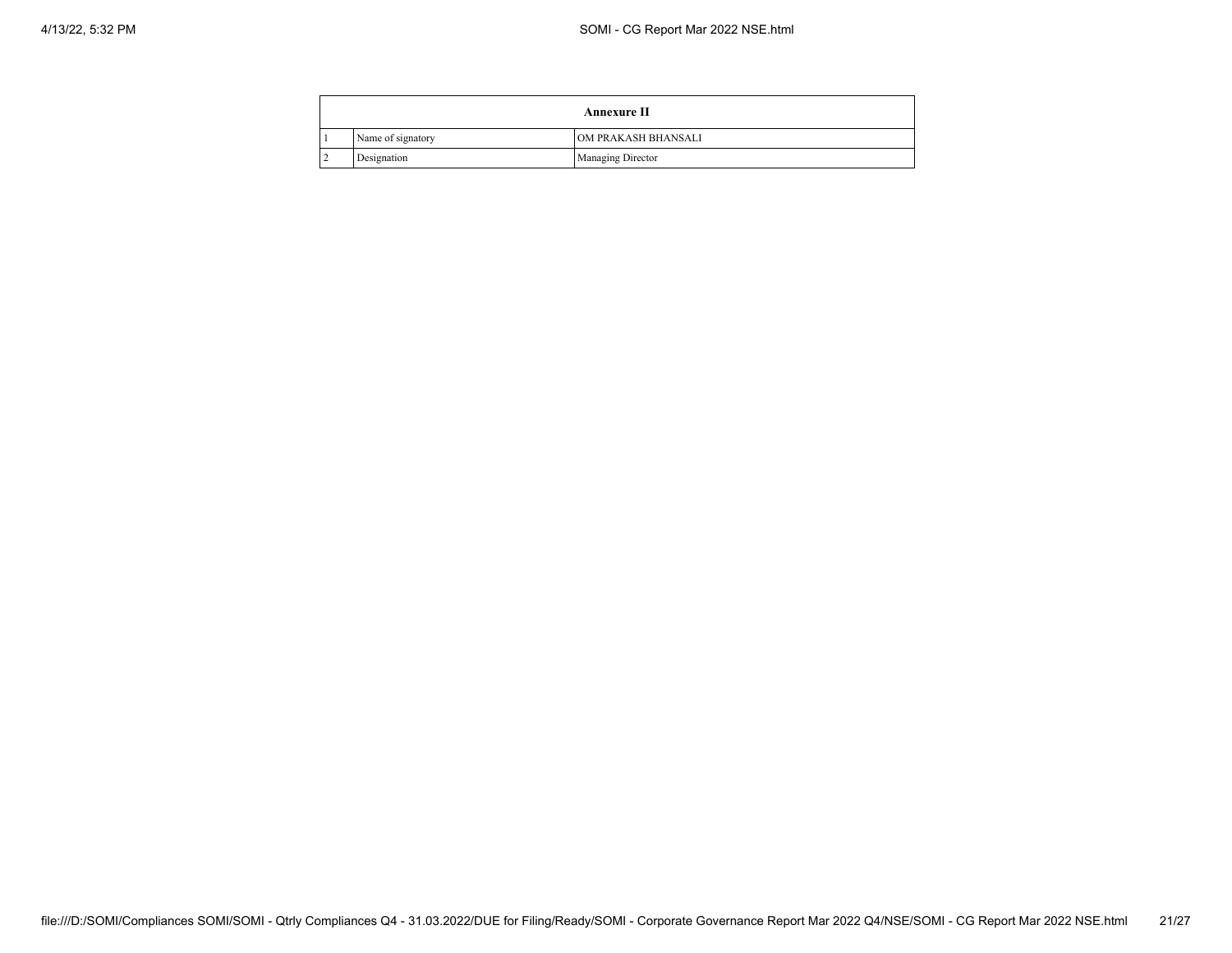| Annexure II | | |
|---|---|---|
| 1 | Name of signatory | OM PRAKASH BHANSALI |
| 2 | Designation | Managing Director |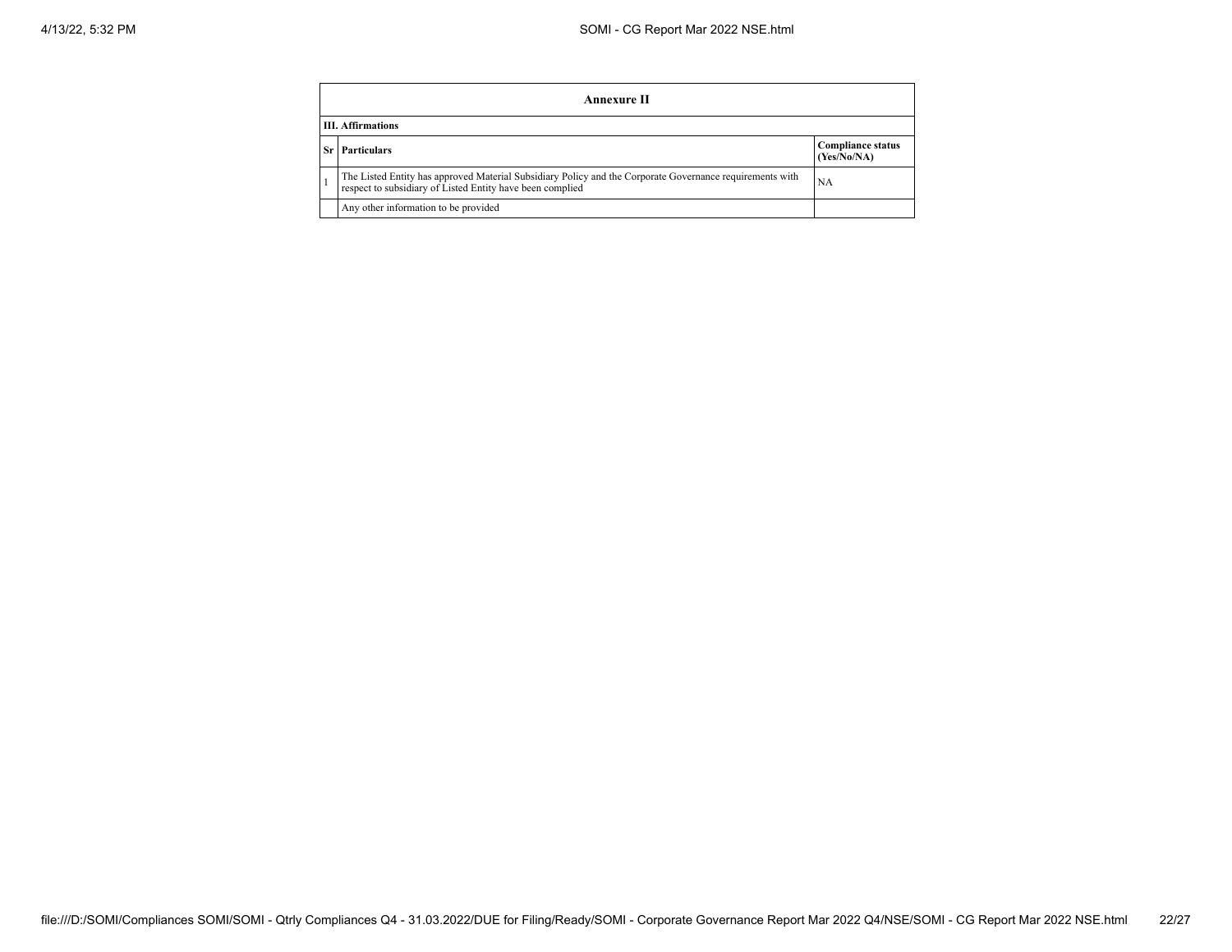## Annexure II

### III. Affirmations

| Sr | Particulars | Compliance status (Yes/No/NA) |
|---|---|---|
| 1 | The Listed Entity has approved Material Subsidiary Policy and the Corporate Governance requirements with respect to subsidiary of Listed Entity have been complied | NA |
| | Any other information to be provided | |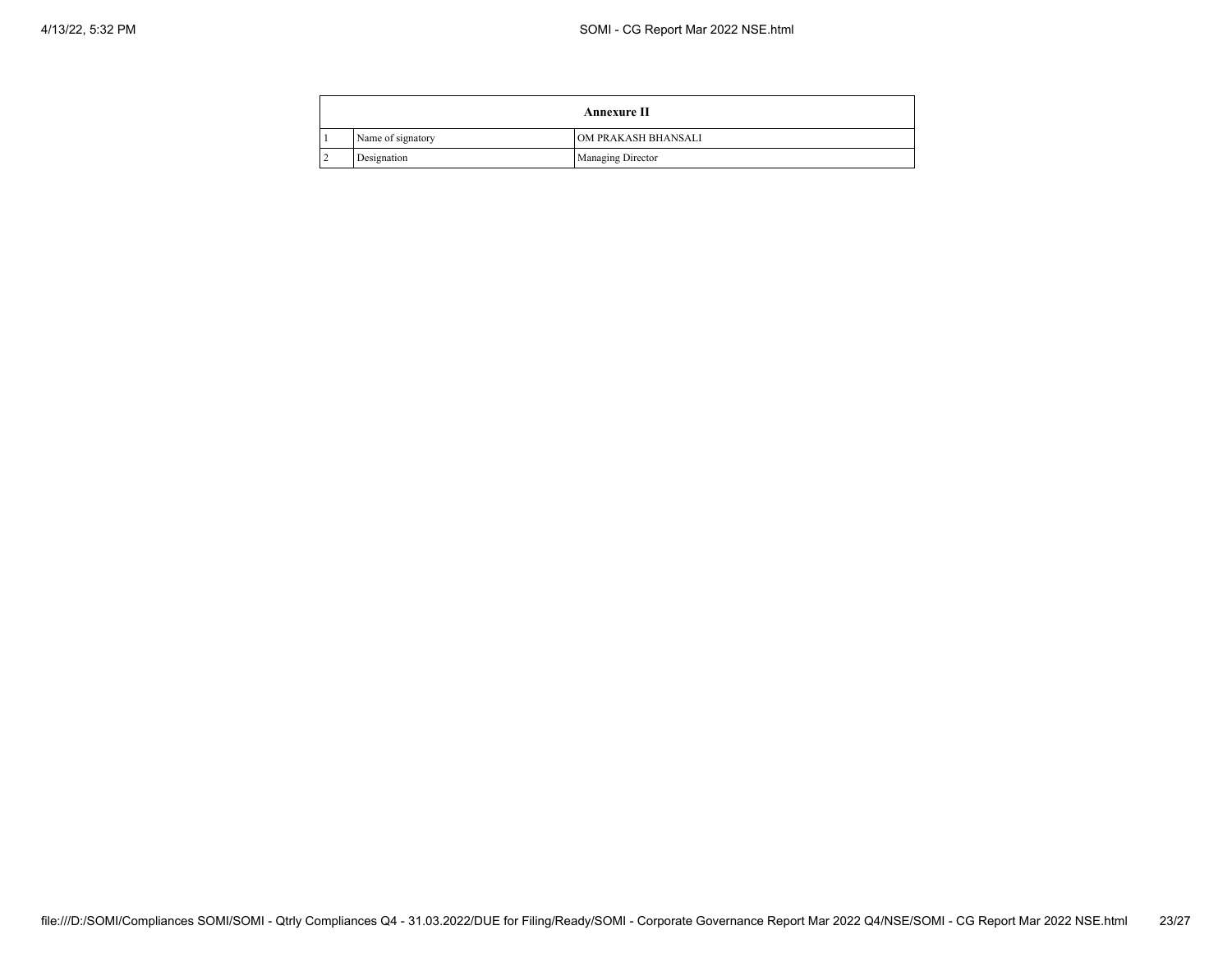| Annexure II | | |
|---|---|---|
| 1 | Name of signatory | OM PRAKASH BHANSALI |
| 2 | Designation | Managing Director |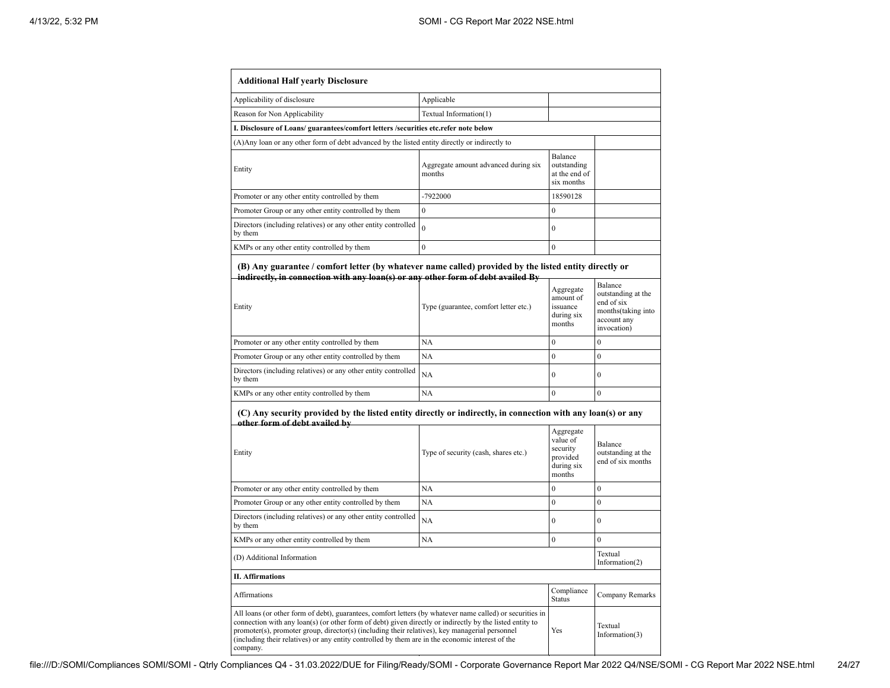| **Additional Half yearly Disclosure** | | | |
|---|---|---|---|
| Applicability of disclosure | Applicable | | |
| Reason for Non Applicability | Textual Information(1) | | |
| **I. Disclosure of Loans/ guarantees/comfort letters /securities etc.refer note below** | | | |
| (A)Any loan or any other form of debt advanced by the listed entity directly or indirectly to | | | |
| Entity | Aggregate amount advanced during six months | Balance outstanding at the end of six months | |
| Promoter or any other entity controlled by them | -7922000 | 18590128 | |
| Promoter Group or any other entity controlled by them | 0 | 0 | |
| Directors (including relatives) or any other entity controlled by them | 0 | 0 | |
| KMPs or any other entity controlled by them | 0 | 0 | |

**(B) Any guarantee / comfort letter (by whatever name called) provided by the listed entity directly or indirectly, in connection with any loan(s) or any other form of debt availed By**

| Entity | Type (guarantee, comfort letter etc.) | Aggregate amount of issuance during six months | Balance outstanding at the end of six months(taking into account any invocation) |
|---|---|---|---|
| Promoter or any other entity controlled by them | NA | 0 | 0 |
| Promoter Group or any other entity controlled by them | NA | 0 | 0 |
| Directors (including relatives) or any other entity controlled by them | NA | 0 | 0 |
| KMPs or any other entity controlled by them | NA | 0 | 0 |

**(C) Any security provided by the listed entity directly or indirectly, in connection with any loan(s) or any other form of debt availed by**

| Entity | Type of security (cash, shares etc.) | Aggregate value of security provided during six months | Balance outstanding at the end of six months |
|---|---|---|---|
| Promoter or any other entity controlled by them | NA | 0 | 0 |
| Promoter Group or any other entity controlled by them | NA | 0 | 0 |
| Directors (including relatives) or any other entity controlled by them | NA | 0 | 0 |
| KMPs or any other entity controlled by them | NA | 0 | 0 |
| (D) Additional Information | | | Textual Information(2) |

| **II. Affirmations** | | |
|---|---|---|
| Affirmations | Compliance Status | Company Remarks |
| All loans (or other form of debt), guarantees, comfort letters (by whatever name called) or securities in connection with any loan(s) (or other form of debt) given directly or indirectly by the listed entity to promoter(s), promoter group, director(s) (including their relatives), key managerial personnel (including their relatives) or any entity controlled by them are in the economic interest of the company. | Yes | Textual Information(3) |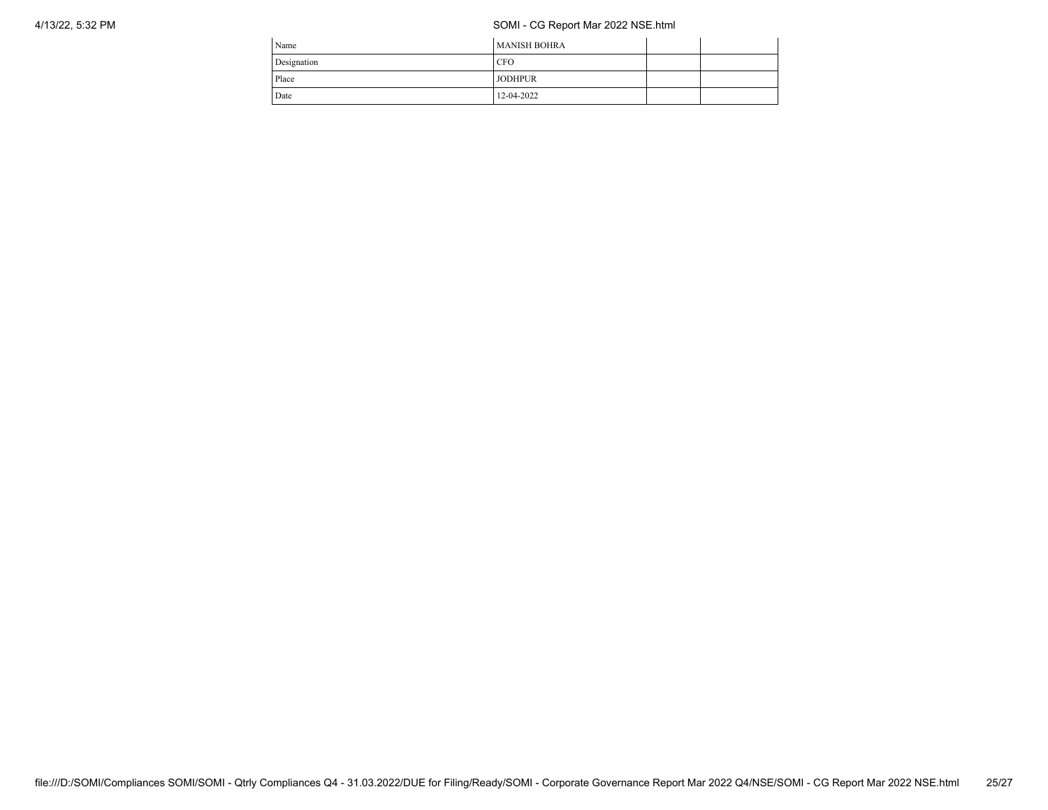| Name | MANISH BOHRA | | |
|---|---|---|---|
| Designation | CFO | | |
| Place | JODHPUR | | |
| Date | 12-04-2022 | | |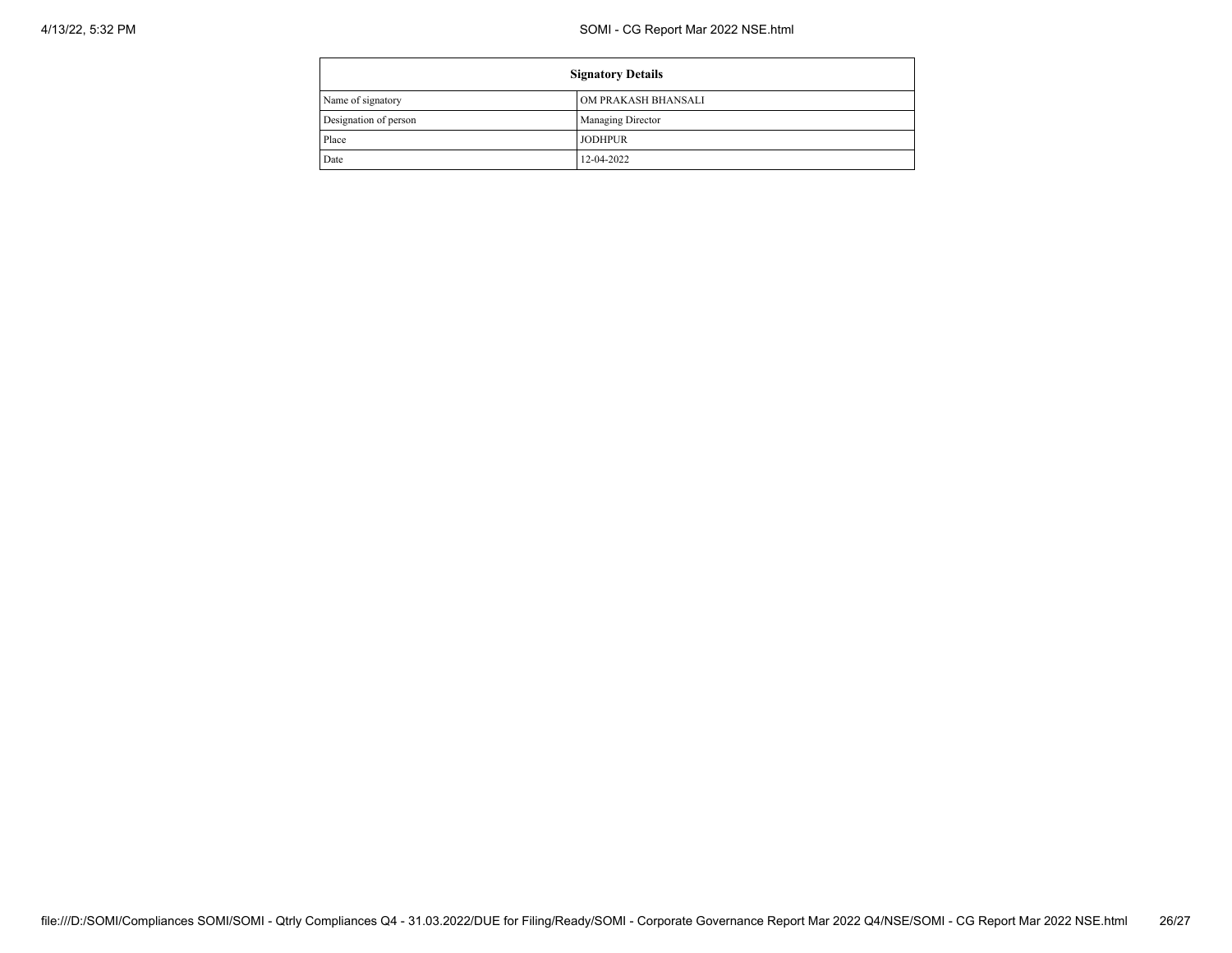| Signatory Details | |
|---|---|
| Name of signatory | OM PRAKASH BHANSALI |
| Designation of person | Managing Director |
| Place | JODHPUR |
| Date | 12-04-2022 |